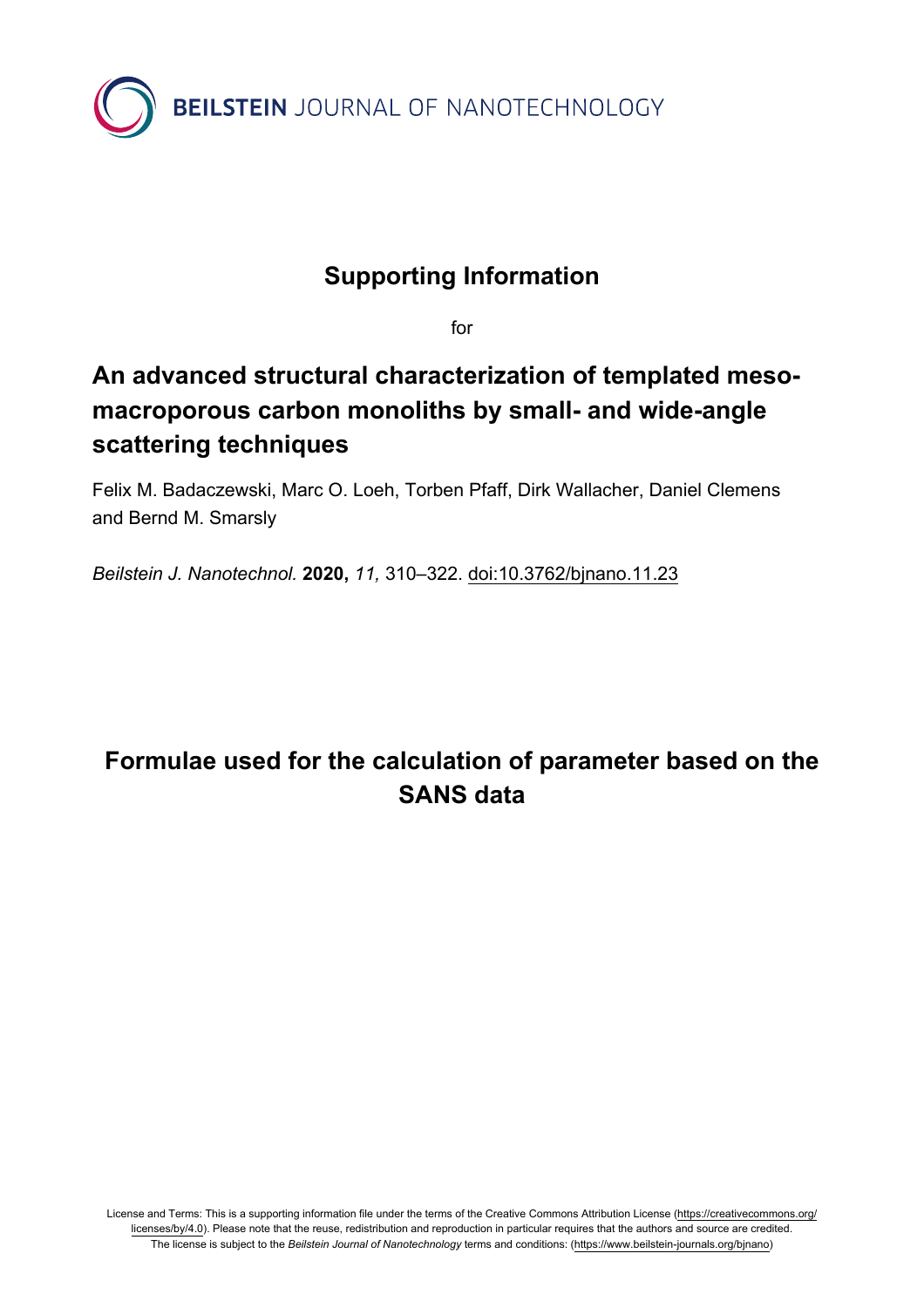BEILSTEIN JOURNAL OF NANOTECHNOLOGY

# Supporting Information

for

# An advanced structural characterization of templated meso-macroporous carbon monoliths by small- and wide-angle scattering techniques

Felix M. Badaczewski, Marc O. Loeh, Torben Pfaff, Dirk Wallacher, Daniel Clemens and Bernd M. Smarsly

*Beilstein J. Nanotechnol.* **2020,** *11,* 310–322. doi:10.3762/bjnano.11.23

## Formulae used for the calculation of parameter based on the SANS data

License and Terms: This is a supporting information file under the terms of the Creative Commons Attribution License (https://creativecommons.org/licenses/by/4.0). Please note that the reuse, redistribution and reproduction in particular requires that the authors and source are credited. The license is subject to the *Beilstein Journal of Nanotechnology* terms and conditions: (https://www.beilstein-journals.org/bjnano)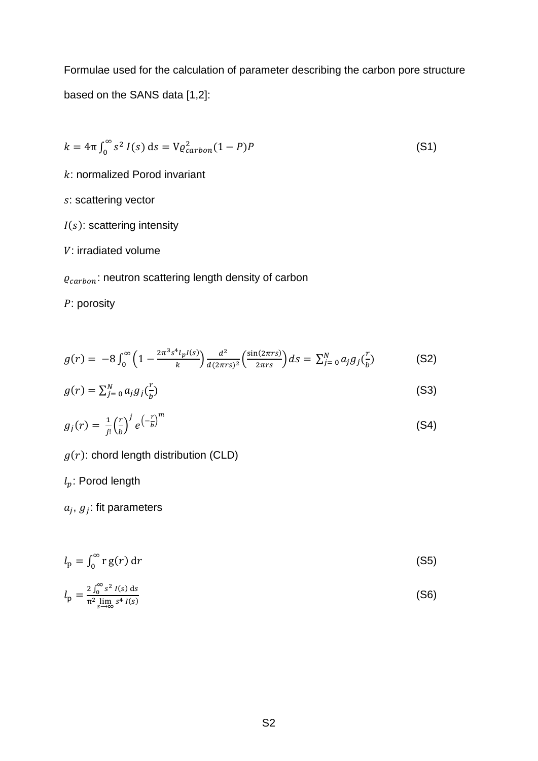Formulae used for the calculation of parameter describing the carbon pore structure based on the SANS data [1,2]:

$$k = 4\pi \int_0^\infty s^2 \, I(s) \, \mathrm{d}s = \mathrm{V}\varrho_{carbon}^2 (1-P)P \tag{S1}$$

$k$: normalized Porod invariant

$s$: scattering vector

$I(s)$: scattering intensity

$V$: irradiated volume

$\varrho_{carbon}$: neutron scattering length density of carbon

$P$: porosity

$$g(r) = -8\int_0^\infty \left(1 - \frac{2\pi^3 s^4 l_p I(s)}{k}\right) \frac{d^2}{d(2\pi rs)^2}\left(\frac{\sin(2\pi rs)}{2\pi rs}\right) ds = \sum_{j=0}^{N} a_j g_j(\frac{r}{b}) \tag{S2}$$

$$g(r) = \sum_{j=0}^{N} a_j g_j(\frac{r}{b}) \tag{S3}$$

$$g_j(r) = \frac{1}{j!}\left(\frac{r}{b}\right)^j e^{\left(-\frac{r}{b}\right)^m} \tag{S4}$$

$g(r)$: chord length distribution (CLD)

$l_p$: Porod length

$a_j$, $g_j$: fit parameters

$$l_\mathrm{p} = \int_0^\infty \mathrm{r} \, \mathrm{g}(r) \, \mathrm{d}r \tag{S5}$$

$$l_\mathrm{p} = \frac{2\int_0^\infty s^2 \, I(s) \, \mathrm{d}s}{\pi^2 \lim_{s\to\infty} s^4 \, I(s)} \tag{S6}$$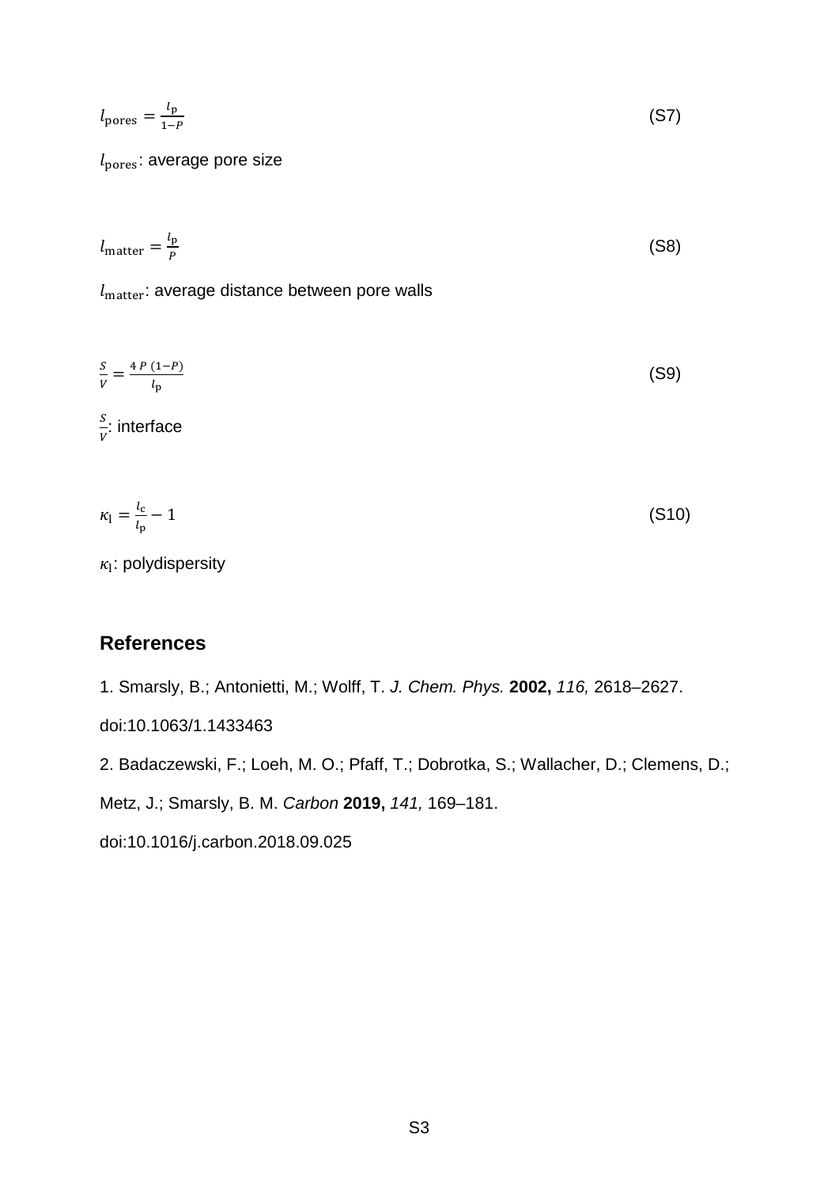$$l_{\mathrm{pores}} = \frac{l_{\mathrm{p}}}{1-P} \tag{S7}$$

$l_{\mathrm{pores}}$: average pore size

$$l_{\mathrm{matter}} = \frac{l_{\mathrm{p}}}{P} \tag{S8}$$

$l_{\mathrm{matter}}$: average distance between pore walls

$$\frac{S}{V} = \frac{4\,P\,(1-P)}{l_{\mathrm{p}}} \tag{S9}$$

$\frac{S}{V}$: interface

$$\kappa_{\mathrm{l}} = \frac{l_{\mathrm{c}}}{l_{\mathrm{p}}} - 1 \tag{S10}$$

$\kappa_{\mathrm{l}}$: polydispersity

## References

1. Smarsly, B.; Antonietti, M.; Wolff, T. *J. Chem. Phys.* **2002,** *116,* 2618–2627. doi:10.1063/1.1433463

2. Badaczewski, F.; Loeh, M. O.; Pfaff, T.; Dobrotka, S.; Wallacher, D.; Clemens, D.; Metz, J.; Smarsly, B. M. *Carbon* **2019,** *141,* 169–181. doi:10.1016/j.carbon.2018.09.025